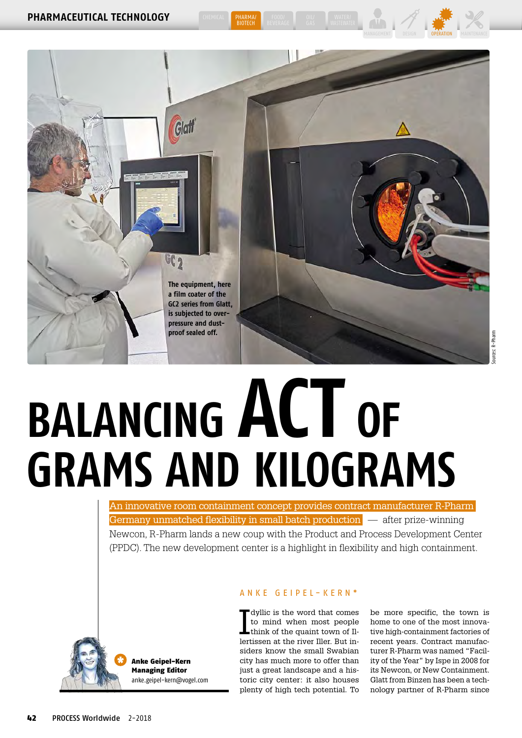The equipment, here a film coater of the GC2 series from Glatt, is subjected to overpressure and dust-proof sealed off.

Sources: R-Pharm

# BALANCING ACT OF GRAMS AND KILOGRAMS

**An innovative room containment concept provides contract manufacturer R-Pharm Germany unmatched flexibility in small batch production** — after prize-winning Newcon, R-Pharm lands a new coup with the Product and Process Development Center (PPDC). The new development center is a highlight in flexibility and high containment.

ANKE GEIPEL-KERN*

Idyllic is the word that comes to mind when most people think of the quaint town of Illertissen at the river Iller. But insiders know the small Swabian city has much more to offer than just a great landscape and a historic city center: it also houses plenty of high tech potential. To be more specific, the town is home to one of the most innovative high-containment factories of recent years. Contract manufacturer R-Pharm was named "Facility of the Year" by Ispe in 2008 for its Newcon, or New Containment. Glatt from Binzen has been a technology partner of R-Pharm since

\* **Anke Geipel-Kern**
**Managing Editor**
anke.geipel-kern@vogel.com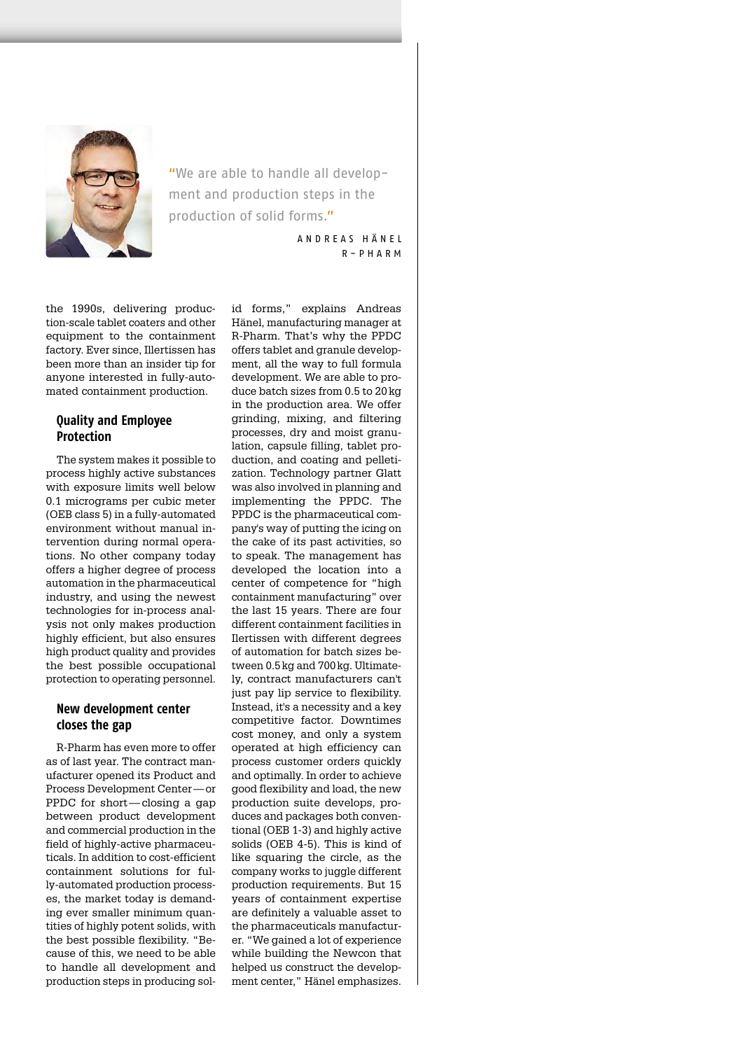"We are able to handle all development and production steps in the production of solid forms."

ANDREAS HÄNEL
R-PHARM

the 1990s, delivering production-scale tablet coaters and other equipment to the containment factory. Ever since, Illertissen has been more than an insider tip for anyone interested in fully-automated containment production.

### Quality and Employee Protection

The system makes it possible to process highly active substances with exposure limits well below 0.1 micrograms per cubic meter (OEB class 5) in a fully-automated environment without manual intervention during normal operations. No other company today offers a higher degree of process automation in the pharmaceutical industry, and using the newest technologies for in-process analysis not only makes production highly efficient, but also ensures high product quality and provides the best possible occupational protection to operating personnel.

### New development center closes the gap

R-Pharm has even more to offer as of last year. The contract manufacturer opened its Product and Process Development Center — or PPDC for short — closing a gap between product development and commercial production in the field of highly-active pharmaceuticals. In addition to cost-efficient containment solutions for fully-automated production processes, the market today is demanding ever smaller minimum quantities of highly potent solids, with the best possible flexibility. "Because of this, we need to be able to handle all development and production steps in producing solid forms," explains Andreas Hänel, manufacturing manager at R-Pharm. That's why the PPDC offers tablet and granule development, all the way to full formula development. We are able to produce batch sizes from 0.5 to 20 kg in the production area. We offer grinding, mixing, and filtering processes, dry and moist granulation, capsule filling, tablet production, and coating and pelletization. Technology partner Glatt was also involved in planning and implementing the PPDC. The PPDC is the pharmaceutical company's way of putting the icing on the cake of its past activities, so to speak. The management has developed the location into a center of competence for "high containment manufacturing" over the last 15 years. There are four different containment facilities in Ilertissen with different degrees of automation for batch sizes between 0.5 kg and 700 kg. Ultimately, contract manufacturers can't just pay lip service to flexibility. Instead, it's a necessity and a key competitive factor. Downtimes cost money, and only a system operated at high efficiency can process customer orders quickly and optimally. In order to achieve good flexibility and load, the new production suite develops, produces and packages both conventional (OEB 1-3) and highly active solids (OEB 4-5). This is kind of like squaring the circle, as the company works to juggle different production requirements. But 15 years of containment expertise are definitely a valuable asset to the pharmaceuticals manufacturer. "We gained a lot of experience while building the Newcon that helped us construct the development center," Hänel emphasizes.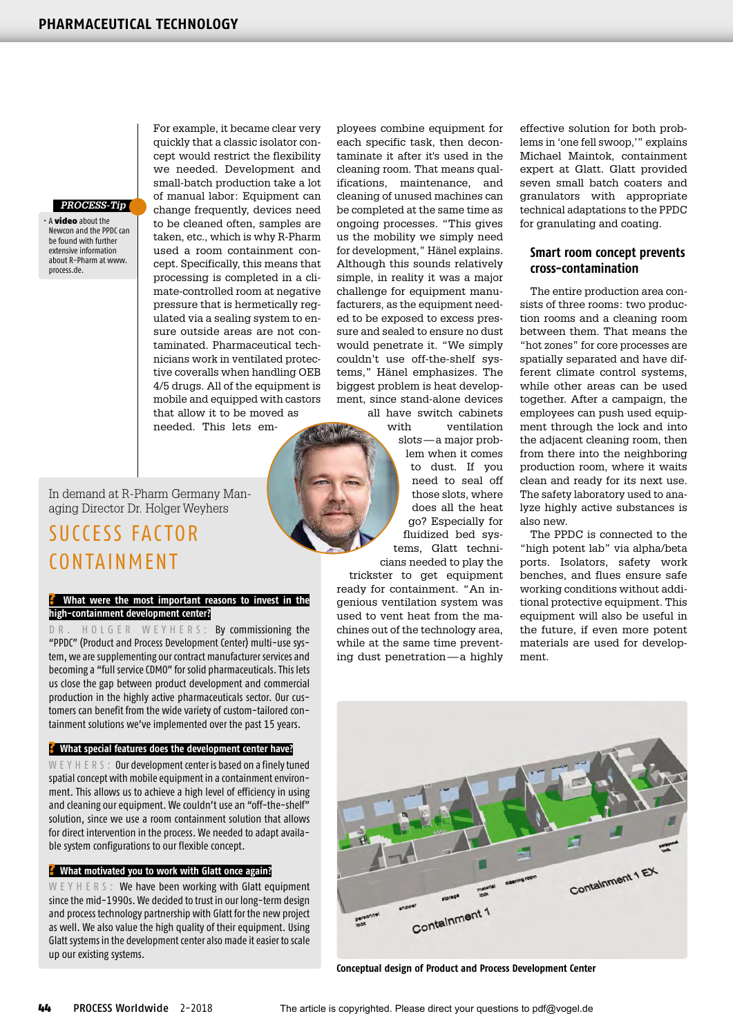For example, it became clear very quickly that a classic isolator concept would restrict the flexibility we needed. Development and small-batch production take a lot of manual labor: Equipment can change frequently, devices need to be cleaned often, samples are taken, etc., which is why R-Pharm used a room containment concept. Specifically, this means that processing is completed in a climate-controlled room at negative pressure that is hermetically regulated via a sealing system to ensure outside areas are not contaminated. Pharmaceutical technicians work in ventilated protective coveralls when handling OEB 4/5 drugs. All of the equipment is mobile and equipped with castors that allow it to be moved as needed. This lets employees combine equipment for each specific task, then decontaminate it after it's used in the cleaning room. That means qualifications, maintenance, and cleaning of unused machines can be completed at the same time as ongoing processes. "This gives us the mobility we simply need for development," Hänel explains. Although this sounds relatively simple, in reality it was a major challenge for equipment manufacturers, as the equipment needed to be exposed to excess pressure and sealed to ensure no dust would penetrate it. "We simply couldn't use off-the-shelf systems," Hänel emphasizes. The biggest problem is heat development, since stand-alone devices all have switch cabinets with ventilation slots — a major problem when it comes to dust. If you need to seal off those slots, where does all the heat go? Especially for fluidized bed systems, Glatt technicians needed to play the trickster to get equipment ready for containment. "An ingenious ventilation system was used to vent heat from the machines out of the technology area, while at the same time preventing dust penetration — a highly effective solution for both problems in 'one fell swoop,'" explains Michael Maintok, containment expert at Glatt. Glatt provided seven small batch coaters and granulators with appropriate technical adaptations to the PPDC for granulating and coating.

## Smart room concept prevents cross-contamination

The entire production area consists of three rooms: two production rooms and a cleaning room between them. That means the "hot zones" for core processes are spatially separated and have different climate control systems, while other areas can be used together. After a campaign, the employees can push used equipment through the lock and into the adjacent cleaning room, then from there into the neighboring production room, where it waits clean and ready for its next use. The safety laboratory used to analyze highly active substances is also new.

The PPDC is connected to the "high potent lab" via alpha/beta ports. Isolators, safety work benches, and flues ensure safe working conditions without additional protective equipment. This equipment will also be useful in the future, if even more potent materials are used for development.

*PROCESS-Tip*

• A **video** about the Newcon and the PPDC can be found with further extensive information about R-Pharm at www.process.de.

In demand at R-Pharm Germany Managing Director Dr. Holger Weyhers

# SUCCESS FACTOR CONTAINMENT

**? What were the most important reasons to invest in the high-containment development center?**

DR. HOLGER WEYHERS: By commissioning the "PPDC" (Product and Process Development Center) multi-use system, we are supplementing our contract manufacturer services and becoming a "full service CDMO" for solid pharmaceuticals. This lets us close the gap between product development and commercial production in the highly active pharmaceuticals sector. Our customers can benefit from the wide variety of custom-tailored containment solutions we've implemented over the past 15 years.

**? What special features does the development center have?**

WEYHERS: Our development center is based on a finely tuned spatial concept with mobile equipment in a containment environment. This allows us to achieve a high level of efficiency in using and cleaning our equipment. We couldn't use an "off-the-shelf" solution, since we use a room containment solution that allows for direct intervention in the process. We needed to adapt available system configurations to our flexible concept.

**? What motivated you to work with Glatt once again?**

WEYHERS: We have been working with Glatt equipment since the mid-1990s. We decided to trust in our long-term design and process technology partnership with Glatt for the new project as well. We also value the high quality of their equipment. Using Glatt systems in the development center also made it easier to scale up our existing systems.

personnel lock
shower
storage
material lock
cleaning room
Containment 1
Containment 1 EX
personnel lock

Conceptual design of Product and Process Development Center